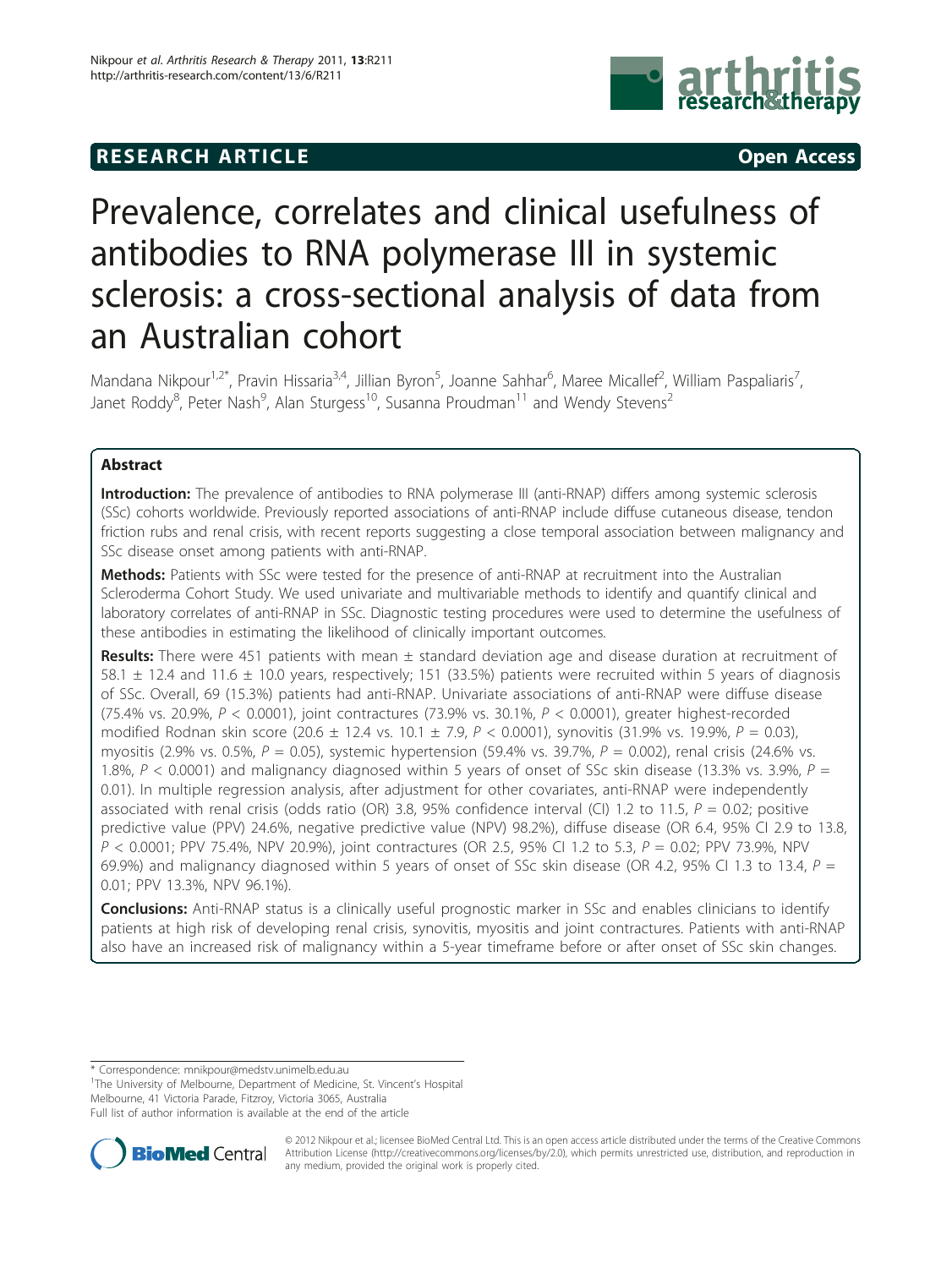RESEARCH ARTICLE **Open Access**

# Prevalence, correlates and clinical usefulness of antibodies to RNA polymerase III in systemic sclerosis: a cross-sectional analysis of data from an Australian cohort

Mandana Nikpour[1,2*], Pravin Hissaria[3,4], Jillian Byron[5], Joanne Sahhar[6], Maree Micallef[2], William Paspaliaris[7], Janet Roddy[8], Peter Nash[9], Alan Sturgess[10], Susanna Proudman[11] and Wendy Stevens[2]

## Abstract

**Introduction:** The prevalence of antibodies to RNA polymerase III (anti-RNAP) differs among systemic sclerosis (SSc) cohorts worldwide. Previously reported associations of anti-RNAP include diffuse cutaneous disease, tendon friction rubs and renal crisis, with recent reports suggesting a close temporal association between malignancy and SSc disease onset among patients with anti-RNAP.

**Methods:** Patients with SSc were tested for the presence of anti-RNAP at recruitment into the Australian Scleroderma Cohort Study. We used univariate and multivariable methods to identify and quantify clinical and laboratory correlates of anti-RNAP in SSc. Diagnostic testing procedures were used to determine the usefulness of these antibodies in estimating the likelihood of clinically important outcomes.

**Results:** There were 451 patients with mean ± standard deviation age and disease duration at recruitment of 58.1 ± 12.4 and 11.6 ± 10.0 years, respectively; 151 (33.5%) patients were recruited within 5 years of diagnosis of SSc. Overall, 69 (15.3%) patients had anti-RNAP. Univariate associations of anti-RNAP were diffuse disease (75.4% vs. 20.9%, $P < 0.0001$), joint contractures (73.9% vs. 30.1%, $P < 0.0001$), greater highest-recorded modified Rodnan skin score (20.6 ± 12.4 vs. 10.1 ± 7.9, $P < 0.0001$), synovitis (31.9% vs. 19.9%, $P = 0.03$), myositis (2.9% vs. 0.5%, $P = 0.05$), systemic hypertension (59.4% vs. 39.7%, $P = 0.002$), renal crisis (24.6% vs. 1.8%, $P < 0.0001$) and malignancy diagnosed within 5 years of onset of SSc skin disease (13.3% vs. 3.9%, $P = 0.01$). In multiple regression analysis, after adjustment for other covariates, anti-RNAP were independently associated with renal crisis (odds ratio (OR) 3.8, 95% confidence interval (CI) 1.2 to 11.5, $P = 0.02$; positive predictive value (PPV) 24.6%, negative predictive value (NPV) 98.2%), diffuse disease (OR 6.4, 95% CI 2.9 to 13.8, $P < 0.0001$; PPV 75.4%, NPV 20.9%), joint contractures (OR 2.5, 95% CI 1.2 to 5.3, $P = 0.02$; PPV 73.9%, NPV 69.9%) and malignancy diagnosed within 5 years of onset of SSc skin disease (OR 4.2, 95% CI 1.3 to 13.4, $P = 0.01$; PPV 13.3%, NPV 96.1%).

**Conclusions:** Anti-RNAP status is a clinically useful prognostic marker in SSc and enables clinicians to identify patients at high risk of developing renal crisis, synovitis, myositis and joint contractures. Patients with anti-RNAP also have an increased risk of malignancy within a 5-year timeframe before or after onset of SSc skin changes.

---

\* Correspondence: mnikpour@medstv.unimelb.edu.au

[1]The University of Melbourne, Department of Medicine, St. Vincent's Hospital Melbourne, 41 Victoria Parade, Fitzroy, Victoria 3065, Australia

Full list of author information is available at the end of the article

© 2012 Nikpour et al.; licensee BioMed Central Ltd. This is an open access article distributed under the terms of the Creative Commons Attribution License (http://creativecommons.org/licenses/by/2.0), which permits unrestricted use, distribution, and reproduction in any medium, provided the original work is properly cited.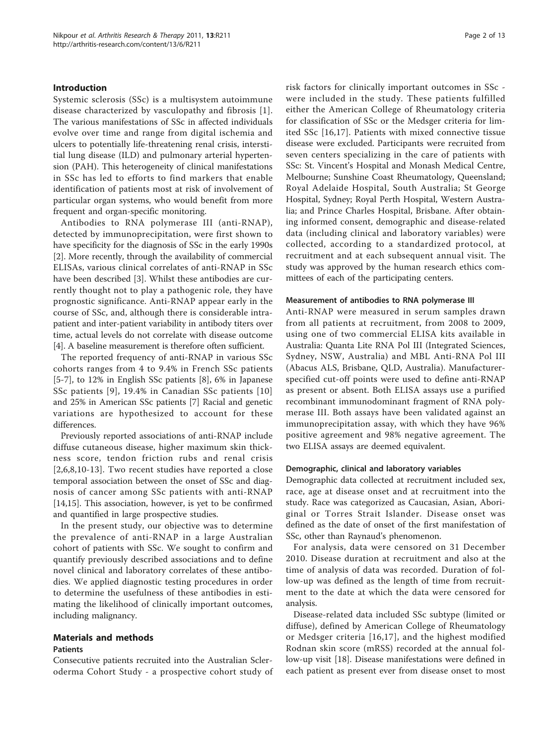## Introduction

Systemic sclerosis (SSc) is a multisystem autoimmune disease characterized by vasculopathy and fibrosis [1]. The various manifestations of SSc in affected individuals evolve over time and range from digital ischemia and ulcers to potentially life-threatening renal crisis, interstitial lung disease (ILD) and pulmonary arterial hypertension (PAH). This heterogeneity of clinical manifestations in SSc has led to efforts to find markers that enable identification of patients most at risk of involvement of particular organ systems, who would benefit from more frequent and organ-specific monitoring.

Antibodies to RNA polymerase III (anti-RNAP), detected by immunoprecipitation, were first shown to have specificity for the diagnosis of SSc in the early 1990s [2]. More recently, through the availability of commercial ELISAs, various clinical correlates of anti-RNAP in SSc have been described [3]. Whilst these antibodies are currently thought not to play a pathogenic role, they have prognostic significance. Anti-RNAP appear early in the course of SSc, and, although there is considerable intra-patient and inter-patient variability in antibody titers over time, actual levels do not correlate with disease outcome [4]. A baseline measurement is therefore often sufficient.

The reported frequency of anti-RNAP in various SSc cohorts ranges from 4 to 9.4% in French SSc patients [5-7], to 12% in English SSc patients [8], 6% in Japanese SSc patients [9], 19.4% in Canadian SSc patients [10] and 25% in American SSc patients [7] Racial and genetic variations are hypothesized to account for these differences.

Previously reported associations of anti-RNAP include diffuse cutaneous disease, higher maximum skin thickness score, tendon friction rubs and renal crisis [2,6,8,10-13]. Two recent studies have reported a close temporal association between the onset of SSc and diagnosis of cancer among SSc patients with anti-RNAP [14,15]. This association, however, is yet to be confirmed and quantified in large prospective studies.

In the present study, our objective was to determine the prevalence of anti-RNAP in a large Australian cohort of patients with SSc. We sought to confirm and quantify previously described associations and to define novel clinical and laboratory correlates of these antibodies. We applied diagnostic testing procedures in order to determine the usefulness of these antibodies in estimating the likelihood of clinically important outcomes, including malignancy.

## Materials and methods

### Patients

Consecutive patients recruited into the Australian Scleroderma Cohort Study - a prospective cohort study of risk factors for clinically important outcomes in SSc - were included in the study. These patients fulfilled either the American College of Rheumatology criteria for classification of SSc or the Medsger criteria for limited SSc [16,17]. Patients with mixed connective tissue disease were excluded. Participants were recruited from seven centers specializing in the care of patients with SSc: St. Vincent's Hospital and Monash Medical Centre, Melbourne; Sunshine Coast Rheumatology, Queensland; Royal Adelaide Hospital, South Australia; St George Hospital, Sydney; Royal Perth Hospital, Western Australia; and Prince Charles Hospital, Brisbane. After obtaining informed consent, demographic and disease-related data (including clinical and laboratory variables) were collected, according to a standardized protocol, at recruitment and at each subsequent annual visit. The study was approved by the human research ethics committees of each of the participating centers.

### Measurement of antibodies to RNA polymerase III

Anti-RNAP were measured in serum samples drawn from all patients at recruitment, from 2008 to 2009, using one of two commercial ELISA kits available in Australia: Quanta Lite RNA Pol III (Integrated Sciences, Sydney, NSW, Australia) and MBL Anti-RNA Pol III (Abacus ALS, Brisbane, QLD, Australia). Manufacturer-specified cut-off points were used to define anti-RNAP as present or absent. Both ELISA assays use a purified recombinant immunodominant fragment of RNA polymerase III. Both assays have been validated against an immunoprecipitation assay, with which they have 96% positive agreement and 98% negative agreement. The two ELISA assays are deemed equivalent.

### Demographic, clinical and laboratory variables

Demographic data collected at recruitment included sex, race, age at disease onset and at recruitment into the study. Race was categorized as Caucasian, Asian, Aboriginal or Torres Strait Islander. Disease onset was defined as the date of onset of the first manifestation of SSc, other than Raynaud's phenomenon.

For analysis, data were censored on 31 December 2010. Disease duration at recruitment and also at the time of analysis of data was recorded. Duration of follow-up was defined as the length of time from recruitment to the date at which the data were censored for analysis.

Disease-related data included SSc subtype (limited or diffuse), defined by American College of Rheumatology or Medsger criteria [16,17], and the highest modified Rodnan skin score (mRSS) recorded at the annual follow-up visit [18]. Disease manifestations were defined in each patient as present ever from disease onset to most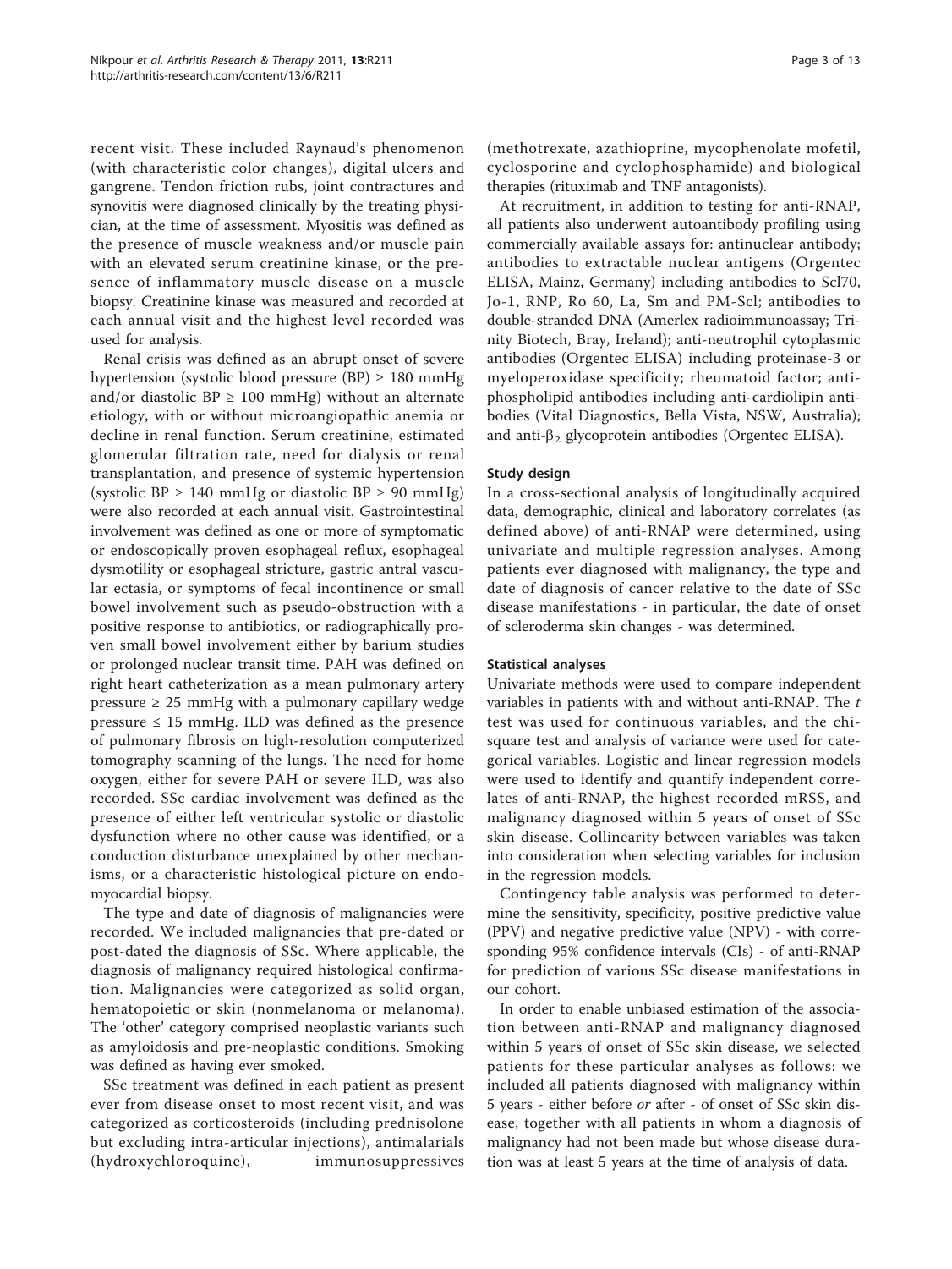recent visit. These included Raynaud's phenomenon (with characteristic color changes), digital ulcers and gangrene. Tendon friction rubs, joint contractures and synovitis were diagnosed clinically by the treating physician, at the time of assessment. Myositis was defined as the presence of muscle weakness and/or muscle pain with an elevated serum creatinine kinase, or the presence of inflammatory muscle disease on a muscle biopsy. Creatinine kinase was measured and recorded at each annual visit and the highest level recorded was used for analysis.

Renal crisis was defined as an abrupt onset of severe hypertension (systolic blood pressure (BP) ≥ 180 mmHg and/or diastolic BP ≥ 100 mmHg) without an alternate etiology, with or without microangiopathic anemia or decline in renal function. Serum creatinine, estimated glomerular filtration rate, need for dialysis or renal transplantation, and presence of systemic hypertension (systolic BP ≥ 140 mmHg or diastolic BP ≥ 90 mmHg) were also recorded at each annual visit. Gastrointestinal involvement was defined as one or more of symptomatic or endoscopically proven esophageal reflux, esophageal dysmotility or esophageal stricture, gastric antral vascular ectasia, or symptoms of fecal incontinence or small bowel involvement such as pseudo-obstruction with a positive response to antibiotics, or radiographically proven small bowel involvement either by barium studies or prolonged nuclear transit time. PAH was defined on right heart catheterization as a mean pulmonary artery pressure ≥ 25 mmHg with a pulmonary capillary wedge pressure ≤ 15 mmHg. ILD was defined as the presence of pulmonary fibrosis on high-resolution computerized tomography scanning of the lungs. The need for home oxygen, either for severe PAH or severe ILD, was also recorded. SSc cardiac involvement was defined as the presence of either left ventricular systolic or diastolic dysfunction where no other cause was identified, or a conduction disturbance unexplained by other mechanisms, or a characteristic histological picture on endomyocardial biopsy.

The type and date of diagnosis of malignancies were recorded. We included malignancies that pre-dated or post-dated the diagnosis of SSc. Where applicable, the diagnosis of malignancy required histological confirmation. Malignancies were categorized as solid organ, hematopoietic or skin (nonmelanoma or melanoma). The 'other' category comprised neoplastic variants such as amyloidosis and pre-neoplastic conditions. Smoking was defined as having ever smoked.

SSc treatment was defined in each patient as present ever from disease onset to most recent visit, and was categorized as corticosteroids (including prednisolone but excluding intra-articular injections), antimalarials (hydroxychloroquine), immunosuppressives (methotrexate, azathioprine, mycophenolate mofetil, cyclosporine and cyclophosphamide) and biological therapies (rituximab and TNF antagonists).

At recruitment, in addition to testing for anti-RNAP, all patients also underwent autoantibody profiling using commercially available assays for: antinuclear antibody; antibodies to extractable nuclear antigens (Orgentec ELISA, Mainz, Germany) including antibodies to Scl70, Jo-1, RNP, Ro 60, La, Sm and PM-Scl; antibodies to double-stranded DNA (Amerlex radioimmunoassay; Trinity Biotech, Bray, Ireland); anti-neutrophil cytoplasmic antibodies (Orgentec ELISA) including proteinase-3 or myeloperoxidase specificity; rheumatoid factor; antiphospholipid antibodies including anti-cardiolipin antibodies (Vital Diagnostics, Bella Vista, NSW, Australia); and anti-$\beta_2$ glycoprotein antibodies (Orgentec ELISA).

### Study design

In a cross-sectional analysis of longitudinally acquired data, demographic, clinical and laboratory correlates (as defined above) of anti-RNAP were determined, using univariate and multiple regression analyses. Among patients ever diagnosed with malignancy, the type and date of diagnosis of cancer relative to the date of SSc disease manifestations - in particular, the date of onset of scleroderma skin changes - was determined.

### Statistical analyses

Univariate methods were used to compare independent variables in patients with and without anti-RNAP. The *t* test was used for continuous variables, and the chi-square test and analysis of variance were used for categorical variables. Logistic and linear regression models were used to identify and quantify independent correlates of anti-RNAP, the highest recorded mRSS, and malignancy diagnosed within 5 years of onset of SSc skin disease. Collinearity between variables was taken into consideration when selecting variables for inclusion in the regression models.

Contingency table analysis was performed to determine the sensitivity, specificity, positive predictive value (PPV) and negative predictive value (NPV) - with corresponding 95% confidence intervals (CIs) - of anti-RNAP for prediction of various SSc disease manifestations in our cohort.

In order to enable unbiased estimation of the association between anti-RNAP and malignancy diagnosed within 5 years of onset of SSc skin disease, we selected patients for these particular analyses as follows: we included all patients diagnosed with malignancy within 5 years - either before *or* after - of onset of SSc skin disease, together with all patients in whom a diagnosis of malignancy had not been made but whose disease duration was at least 5 years at the time of analysis of data.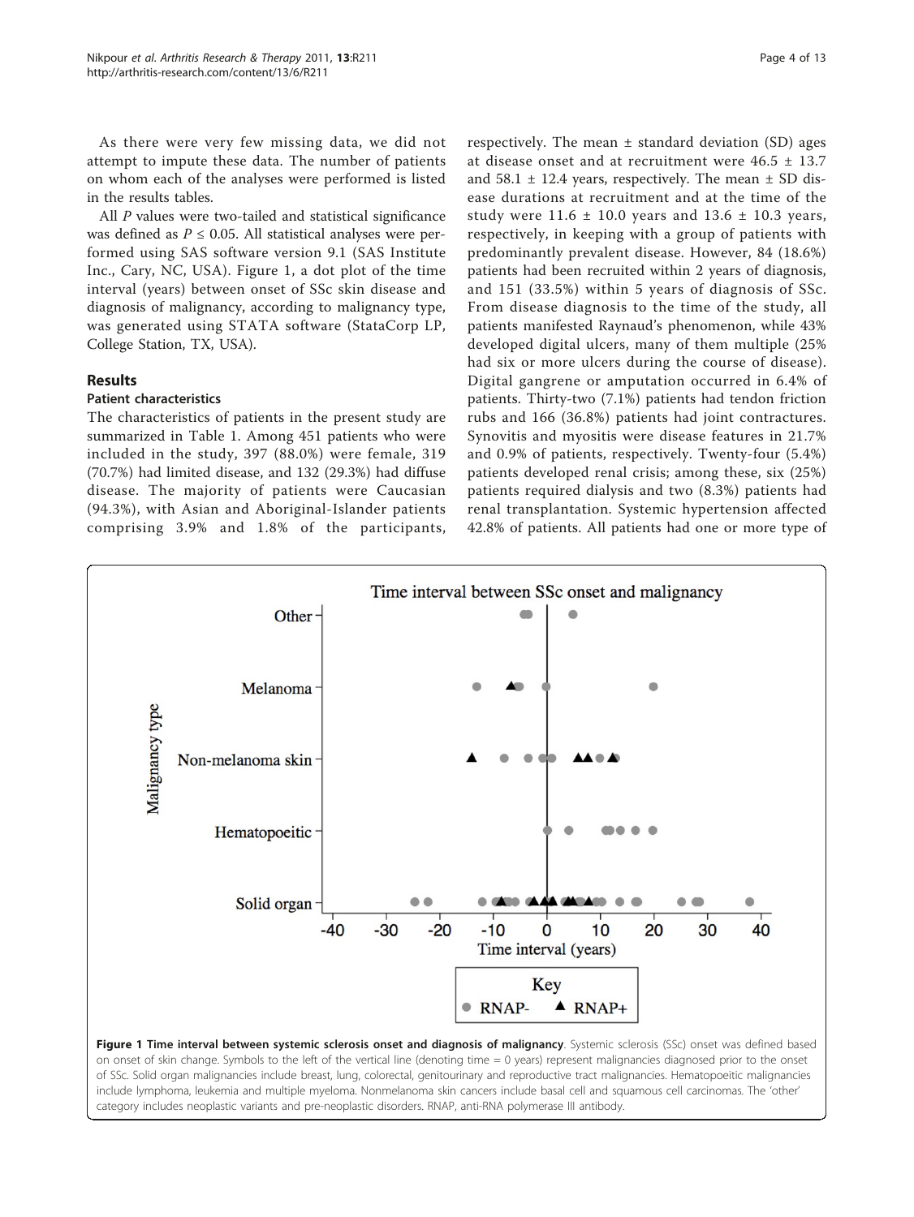As there were very few missing data, we did not attempt to impute these data. The number of patients on whom each of the analyses were performed is listed in the results tables.

All *P* values were two-tailed and statistical significance was defined as $P \leq 0.05$. All statistical analyses were performed using SAS software version 9.1 (SAS Institute Inc., Cary, NC, USA). Figure 1, a dot plot of the time interval (years) between onset of SSc skin disease and diagnosis of malignancy, according to malignancy type, was generated using STATA software (StataCorp LP, College Station, TX, USA).

## Results

### Patient characteristics

The characteristics of patients in the present study are summarized in Table 1. Among 451 patients who were included in the study, 397 (88.0%) were female, 319 (70.7%) had limited disease, and 132 (29.3%) had diffuse disease. The majority of patients were Caucasian (94.3%), with Asian and Aboriginal-Islander patients comprising 3.9% and 1.8% of the participants, respectively. The mean ± standard deviation (SD) ages at disease onset and at recruitment were 46.5 ± 13.7 and 58.1 ± 12.4 years, respectively. The mean ± SD disease durations at recruitment and at the time of the study were 11.6 ± 10.0 years and 13.6 ± 10.3 years, respectively, in keeping with a group of patients with predominantly prevalent disease. However, 84 (18.6%) patients had been recruited within 2 years of diagnosis, and 151 (33.5%) within 5 years of diagnosis of SSc. From disease diagnosis to the time of the study, all patients manifested Raynaud's phenomenon, while 43% developed digital ulcers, many of them multiple (25% had six or more ulcers during the course of disease). Digital gangrene or amputation occurred in 6.4% of patients. Thirty-two (7.1%) patients had tendon friction rubs and 166 (36.8%) patients had joint contractures. Synovitis and myositis were disease features in 21.7% and 0.9% of patients, respectively. Twenty-four (5.4%) patients developed renal crisis; among these, six (25%) patients required dialysis and two (8.3%) patients had renal transplantation. Systemic hypertension affected 42.8% of patients. All patients had one or more type of

**Figure 1 Time interval between systemic sclerosis onset and diagnosis of malignancy**. Systemic sclerosis (SSc) onset was defined based on onset of skin change. Symbols to the left of the vertical line (denoting time = 0 years) represent malignancies diagnosed prior to the onset of SSc. Solid organ malignancies include breast, lung, colorectal, genitourinary and reproductive tract malignancies. Hematopoeitic malignancies include lymphoma, leukemia and multiple myeloma. Nonmelanoma skin cancers include basal cell and squamous cell carcinomas. The 'other' category includes neoplastic variants and pre-neoplastic disorders. RNAP, anti-RNA polymerase III antibody.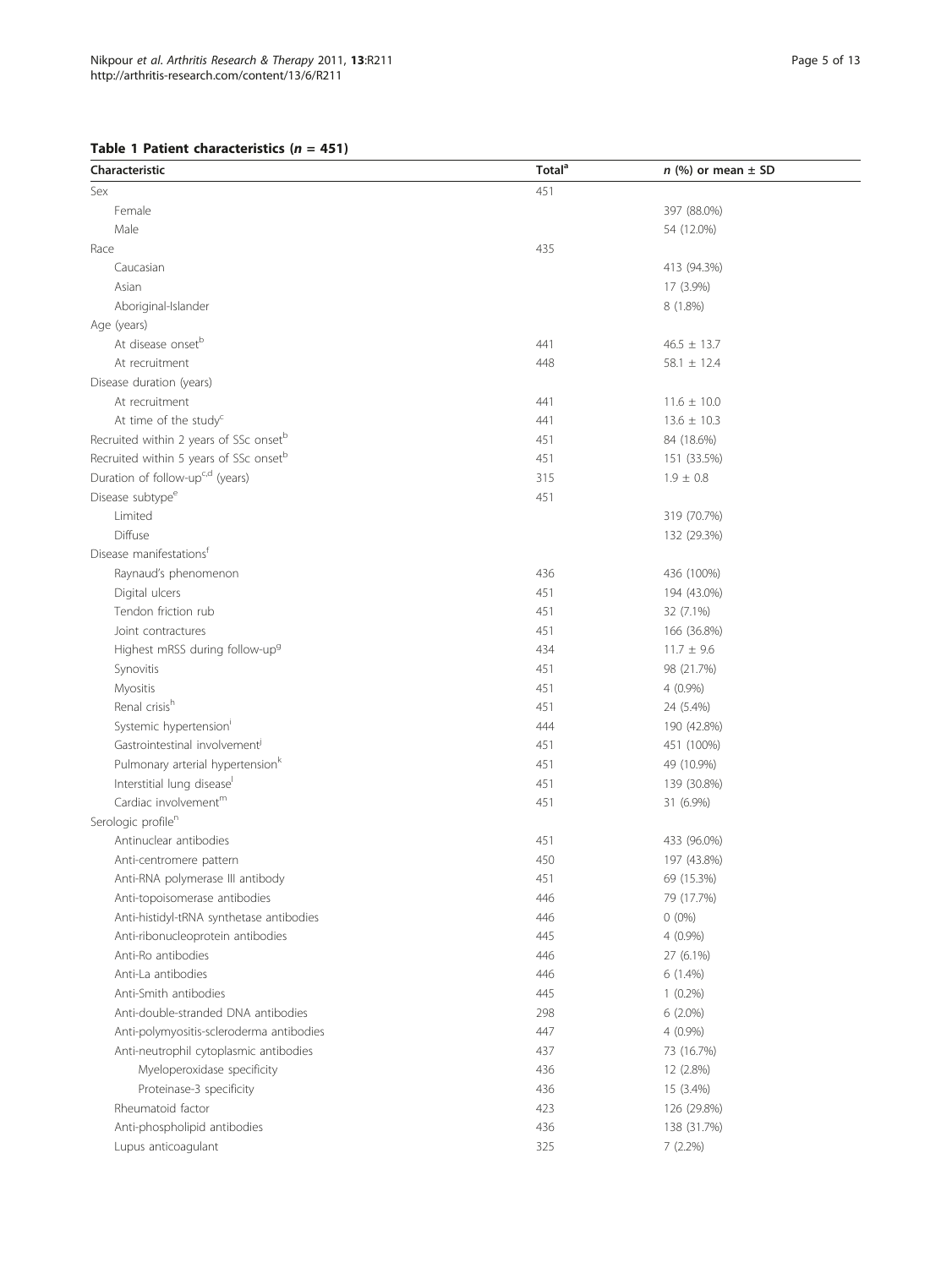**Table 1 Patient characteristics ($n$ = 451)**

| Characteristic | Total[a] | $n$ (%) or mean ± SD |
|---|---|---|
| Sex | 451 | |
| Female | | 397 (88.0%) |
| Male | | 54 (12.0%) |
| Race | 435 | |
| Caucasian | | 413 (94.3%) |
| Asian | | 17 (3.9%) |
| Aboriginal-Islander | | 8 (1.8%) |
| Age (years) | | |
| At disease onset[b] | 441 | 46.5 ± 13.7 |
| At recruitment | 448 | 58.1 ± 12.4 |
| Disease duration (years) | | |
| At recruitment | 441 | 11.6 ± 10.0 |
| At time of the study[c] | 441 | 13.6 ± 10.3 |
| Recruited within 2 years of SSc onset[b] | 451 | 84 (18.6%) |
| Recruited within 5 years of SSc onset[b] | 451 | 151 (33.5%) |
| Duration of follow-up[c,d] (years) | 315 | 1.9 ± 0.8 |
| Disease subtype[e] | 451 | |
| Limited | | 319 (70.7%) |
| Diffuse | | 132 (29.3%) |
| Disease manifestations[f] | | |
| Raynaud's phenomenon | 436 | 436 (100%) |
| Digital ulcers | 451 | 194 (43.0%) |
| Tendon friction rub | 451 | 32 (7.1%) |
| Joint contractures | 451 | 166 (36.8%) |
| Highest mRSS during follow-up[g] | 434 | 11.7 ± 9.6 |
| Synovitis | 451 | 98 (21.7%) |
| Myositis | 451 | 4 (0.9%) |
| Renal crisis[h] | 451 | 24 (5.4%) |
| Systemic hypertension[i] | 444 | 190 (42.8%) |
| Gastrointestinal involvement[j] | 451 | 451 (100%) |
| Pulmonary arterial hypertension[k] | 451 | 49 (10.9%) |
| Interstitial lung disease[l] | 451 | 139 (30.8%) |
| Cardiac involvement[m] | 451 | 31 (6.9%) |
| Serologic profile[n] | | |
| Antinuclear antibodies | 451 | 433 (96.0%) |
| Anti-centromere pattern | 450 | 197 (43.8%) |
| Anti-RNA polymerase III antibody | 451 | 69 (15.3%) |
| Anti-topoisomerase antibodies | 446 | 79 (17.7%) |
| Anti-histidyl-tRNA synthetase antibodies | 446 | 0 (0%) |
| Anti-ribonucleoprotein antibodies | 445 | 4 (0.9%) |
| Anti-Ro antibodies | 446 | 27 (6.1%) |
| Anti-La antibodies | 446 | 6 (1.4%) |
| Anti-Smith antibodies | 445 | 1 (0.2%) |
| Anti-double-stranded DNA antibodies | 298 | 6 (2.0%) |
| Anti-polymyositis-scleroderma antibodies | 447 | 4 (0.9%) |
| Anti-neutrophil cytoplasmic antibodies | 437 | 73 (16.7%) |
| Myeloperoxidase specificity | 436 | 12 (2.8%) |
| Proteinase-3 specificity | 436 | 15 (3.4%) |
| Rheumatoid factor | 423 | 126 (29.8%) |
| Anti-phospholipid antibodies | 436 | 138 (31.7%) |
| Lupus anticoagulant | 325 | 7 (2.2%) |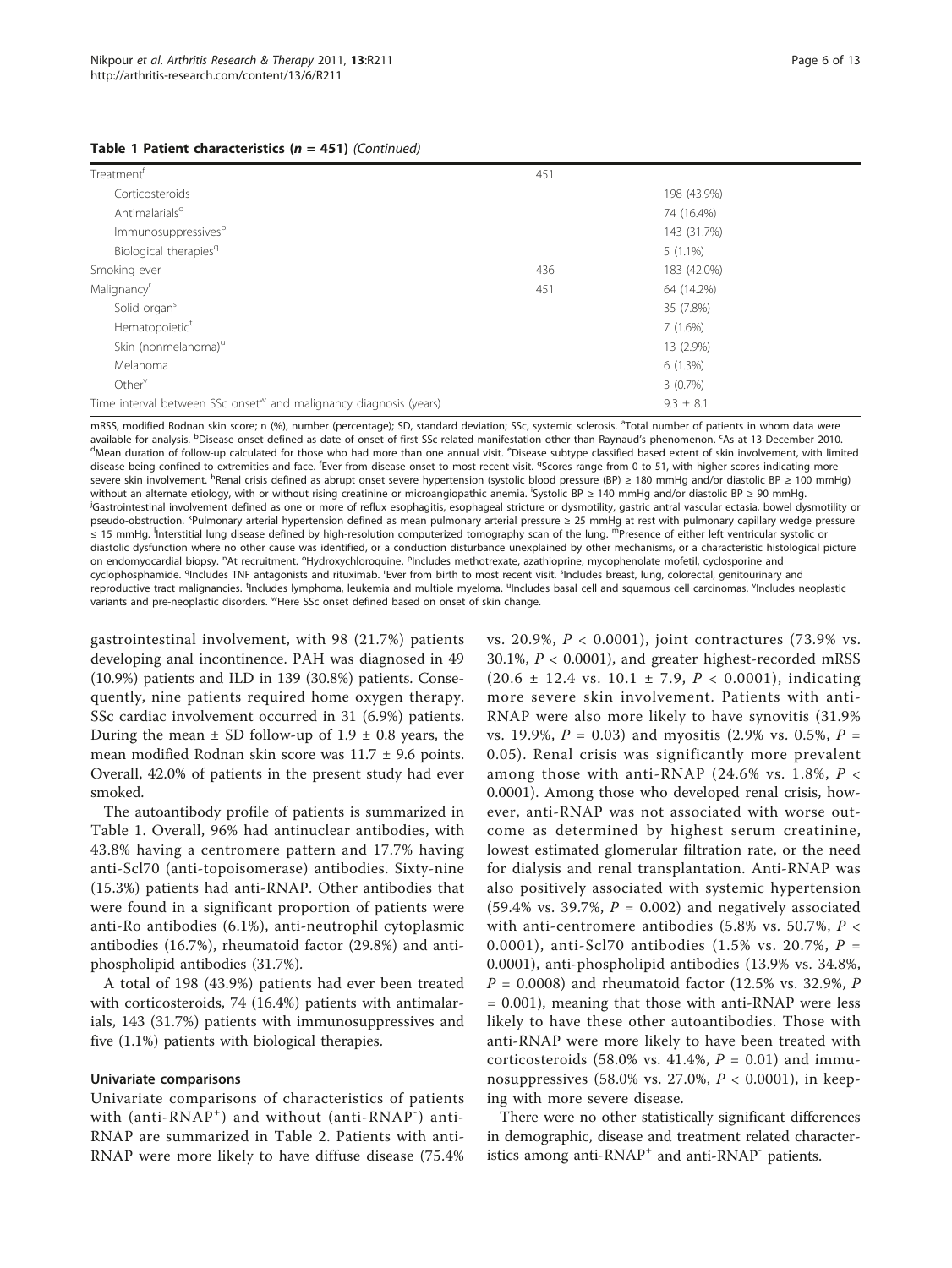**Table 1 Patient characteristics (*n* = 451)** *(Continued)*

| | | |
|---|---|---|
| Treatment[f] | 451 | |
| Corticosteroids | | 198 (43.9%) |
| Antimalarials[o] | | 74 (16.4%) |
| Immunosuppressives[p] | | 143 (31.7%) |
| Biological therapies[q] | | 5 (1.1%) |
| Smoking ever | 436 | 183 (42.0%) |
| Malignancy[r] | 451 | 64 (14.2%) |
| Solid organ[s] | | 35 (7.8%) |
| Hematopoietic[t] | | 7 (1.6%) |
| Skin (nonmelanoma)[u] | | 13 (2.9%) |
| Melanoma | | 6 (1.3%) |
| Other[v] | | 3 (0.7%) |
| Time interval between SSc onset[w] and malignancy diagnosis (years) | | 9.3 ± 8.1 |

mRSS, modified Rodnan skin score; n (%), number (percentage); SD, standard deviation; SSc, systemic sclerosis. [a]Total number of patients in whom data were available for analysis. [b]Disease onset defined as date of onset of first SSc-related manifestation other than Raynaud's phenomenon. [c]As at 13 December 2010. [d]Mean duration of follow-up calculated for those who had more than one annual visit. [e]Disease subtype classified based extent of skin involvement, with limited disease being confined to extremities and face. [f]Ever from disease onset to most recent visit. [g]Scores range from 0 to 51, with higher scores indicating more severe skin involvement. [h]Renal crisis defined as abrupt onset severe hypertension (systolic blood pressure (BP) ≥ 180 mmHg and/or diastolic BP ≥ 100 mmHg) without an alternate etiology, with or without rising creatinine or microangiopathic anemia. [i]Systolic BP ≥ 140 mmHg and/or diastolic BP ≥ 90 mmHg. [j]Gastrointestinal involvement defined as one or more of reflux esophagitis, esophageal stricture or dysmotility, gastric antral vascular ectasia, bowel dysmotility or pseudo-obstruction. [k]Pulmonary arterial hypertension defined as mean pulmonary arterial pressure ≥ 25 mmHg at rest with pulmonary capillary wedge pressure ≤ 15 mmHg. [l]Interstitial lung disease defined by high-resolution computerized tomography scan of the lung. [m]Presence of either left ventricular systolic or diastolic dysfunction where no other cause was identified, or a conduction disturbance unexplained by other mechanisms, or a characteristic histological picture on endomyocardial biopsy. [n]At recruitment. [o]Hydroxychloroquine. [p]Includes methotrexate, azathioprine, mycophenolate mofetil, cyclosporine and cyclophosphamide. [q]Includes TNF antagonists and rituximab. [r]Ever from birth to most recent visit. [s]Includes breast, lung, colorectal, genitourinary and reproductive tract malignancies. [t]Includes lymphoma, leukemia and multiple myeloma. [u]Includes basal cell and squamous cell carcinomas. [v]Includes neoplastic variants and pre-neoplastic disorders. [w]Here SSc onset defined based on onset of skin change.

gastrointestinal involvement, with 98 (21.7%) patients developing anal incontinence. PAH was diagnosed in 49 (10.9%) patients and ILD in 139 (30.8%) patients. Consequently, nine patients required home oxygen therapy. SSc cardiac involvement occurred in 31 (6.9%) patients. During the mean ± SD follow-up of 1.9 ± 0.8 years, the mean modified Rodnan skin score was 11.7 ± 9.6 points. Overall, 42.0% of patients in the present study had ever smoked.

The autoantibody profile of patients is summarized in Table 1. Overall, 96% had antinuclear antibodies, with 43.8% having a centromere pattern and 17.7% having anti-Scl70 (anti-topoisomerase) antibodies. Sixty-nine (15.3%) patients had anti-RNAP. Other antibodies that were found in a significant proportion of patients were anti-Ro antibodies (6.1%), anti-neutrophil cytoplasmic antibodies (16.7%), rheumatoid factor (29.8%) and anti-phospholipid antibodies (31.7%).

A total of 198 (43.9%) patients had ever been treated with corticosteroids, 74 (16.4%) patients with antimalarials, 143 (31.7%) patients with immunosuppressives and five (1.1%) patients with biological therapies.

#### Univariate comparisons

Univariate comparisons of characteristics of patients with (anti-RNAP$^+$) and without (anti-RNAP$^-$) anti-RNAP are summarized in Table 2. Patients with anti-RNAP were more likely to have diffuse disease (75.4% vs. 20.9%, $P < 0.0001$), joint contractures (73.9% vs. 30.1%, $P < 0.0001$), and greater highest-recorded mRSS (20.6 ± 12.4 vs. 10.1 ± 7.9, $P < 0.0001$), indicating more severe skin involvement. Patients with anti-RNAP were also more likely to have synovitis (31.9% vs. 19.9%, $P = 0.03$) and myositis (2.9% vs. 0.5%, $P = 0.05$). Renal crisis was significantly more prevalent among those with anti-RNAP (24.6% vs. 1.8%, $P < 0.0001$). Among those who developed renal crisis, however, anti-RNAP was not associated with worse outcome as determined by highest serum creatinine, lowest estimated glomerular filtration rate, or the need for dialysis and renal transplantation. Anti-RNAP was also positively associated with systemic hypertension (59.4% vs. 39.7%, $P = 0.002$) and negatively associated with anti-centromere antibodies (5.8% vs. 50.7%, $P < 0.0001$), anti-Scl70 antibodies (1.5% vs. 20.7%, $P = 0.0001$), anti-phospholipid antibodies (13.9% vs. 34.8%, $P = 0.0008$) and rheumatoid factor (12.5% vs. 32.9%, $P = 0.001$), meaning that those with anti-RNAP were less likely to have these other autoantibodies. Those with anti-RNAP were more likely to have been treated with corticosteroids (58.0% vs. 41.4%, $P = 0.01$) and immunosuppressives (58.0% vs. 27.0%, $P < 0.0001$), in keeping with more severe disease.

There were no other statistically significant differences in demographic, disease and treatment related characteristics among anti-RNAP$^+$ and anti-RNAP$^-$ patients.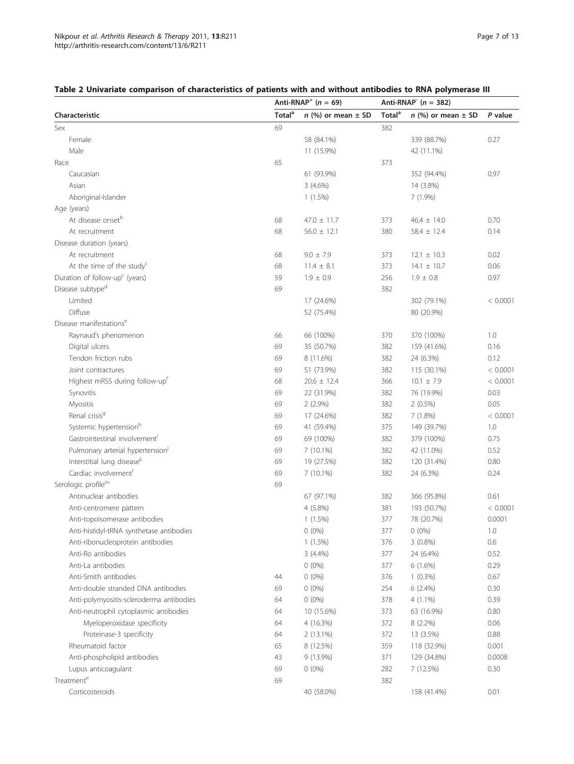**Table 2 Univariate comparison of characteristics of patients with and without antibodies to RNA polymerase III**

| Characteristic | Anti-RNAP$^{+}$ ($n$ = 69) | | Anti-RNAP$^{-}$ ($n$ = 382) | | |
|---|---|---|---|---|---|
| | Total[a] | $n$ (%) or mean ± SD | Total[a] | $n$ (%) or mean ± SD | $P$ value |
| Sex | 69 | | 382 | | |
| Female | | 58 (84.1%) | | 339 (88.7%) | 0.27 |
| Male | | 11 (15.9%) | | 42 (11.1%) | |
| Race | 65 | | 373 | | |
| Caucasian | | 61 (93.9%) | | 352 (94.4%) | 0.97 |
| Asian | | 3 (4.6%) | | 14 (3.8%) | |
| Aboriginal-Islander | | 1 (1.5%) | | 7 (1.9%) | |
| Age (years) | | | | | |
| At disease onset[b] | 68 | 47.0 ± 11.7 | 373 | 46.4 ± 14.0 | 0.70 |
| At recruitment | 68 | 56.0 ± 12.1 | 380 | 58.4 ± 12.4 | 0.14 |
| Disease duration (years) | | | | | |
| At recruitment | 68 | 9.0 ± 7.9 | 373 | 12.1 ± 10.3 | 0.02 |
| At the time of the study[c] | 68 | 11.4 ± 8.1 | 373 | 14.1 ± 10.7 | 0.06 |
| Duration of follow-up[c] (years) | 59 | 1.9 ± 0.9 | 256 | 1.9 ± 0.8 | 0.97 |
| Disease subtype[d] | 69 | | 382 | | |
| Limited | | 17 (24.6%) | | 302 (79.1%) | < 0.0001 |
| Diffuse | | 52 (75.4%) | | 80 (20.9%) | |
| Disease manifestations[e] | | | | | |
| Raynaud's phenomenon | 66 | 66 (100%) | 370 | 370 (100%) | 1.0 |
| Digital ulcers | 69 | 35 (50.7%) | 382 | 159 (41.6%) | 0.16 |
| Tendon friction rubs | 69 | 8 (11.6%) | 382 | 24 (6.3%) | 0.12 |
| Joint contractures | 69 | 51 (73.9%) | 382 | 115 (30.1%) | < 0.0001 |
| Highest mRSS during follow-up[f] | 68 | 20.6 ± 12.4 | 366 | 10.1 ± 7.9 | < 0.0001 |
| Synovitis | 69 | 22 (31.9%) | 382 | 76 (19.9%) | 0.03 |
| Myositis | 69 | 2 (2.9%) | 382 | 2 (0.5%) | 0.05 |
| Renal crisis[g] | 69 | 17 (24.6%) | 382 | 7 (1.8%) | < 0.0001 |
| Systemic hypertension[h] | 69 | 41 (59.4%) | 375 | 149 (39.7%) | 1.0 |
| Gastrointestinal involvement[i] | 69 | 69 (100%) | 382 | 379 (100%) | 0.75 |
| Pulmonary arterial hypertension[j] | 69 | 7 (10.1%) | 382 | 42 (11.0%) | 0.52 |
| Interstitial lung disease[k] | 69 | 19 (27.5%) | 382 | 120 (31.4%) | 0.80 |
| Cardiac involvement[l] | 69 | 7 (10.1%) | 382 | 24 (6.3%) | 0.24 |
| Serologic profile[m] | 69 | | | | |
| Antinuclear antibodies | | 67 (97.1%) | 382 | 366 (95.8%) | 0.61 |
| Anti-centromere pattern | | 4 (5.8%) | 381 | 193 (50.7%) | < 0.0001 |
| Anti-topoisomerase antibodies | | 1 (1.5%) | 377 | 78 (20.7%) | 0.0001 |
| Anti-histidyl-tRNA synthetase antibodies | | 0 (0%) | 377 | 0 (0%) | 1.0 |
| Anti-ribonucleoprotein antibodies | | 1 (1.5%) | 376 | 3 (0.8%) | 0.6 |
| Anti-Ro antibodies | | 3 (4.4%) | 377 | 24 (6.4%) | 0.52 |
| Anti-La antibodies | | 0 (0%) | 377 | 6 (1.6%) | 0.29 |
| Anti-Smith antibodies | 44 | 0 (0%) | 376 | 1 (0.3%) | 0.67 |
| Anti-double stranded DNA antibodies | 69 | 0 (0%) | 254 | 6 (2.4%) | 0.30 |
| Anti-polymyositis-scleroderma antibodies | 64 | 0 (0%) | 378 | 4 (1.1%) | 0.39 |
| Anti-neutrophil cytoplasmic antibodies | 64 | 10 (15.6%) | 373 | 63 (16.9%) | 0.80 |
| Myeloperoxidase specificity | 64 | 4 (16.3%) | 372 | 8 (2.2%) | 0.06 |
| Proteinase-3 specificity | 64 | 2 (13.1%) | 372 | 13 (3.5%) | 0.88 |
| Rheumatoid factor | 65 | 8 (12.5%) | 359 | 118 (32.9%) | 0.001 |
| Anti-phospholipid antibodies | 43 | 9 (13.9%) | 371 | 129 (34.8%) | 0.0008 |
| Lupus anticoagulant | 69 | 0 (0%) | 282 | 7 (12.5%) | 0.30 |
| Treatment[e] | 69 | | 382 | | |
| Corticosteroids | | 40 (58.0%) | | 158 (41.4%) | 0.01 |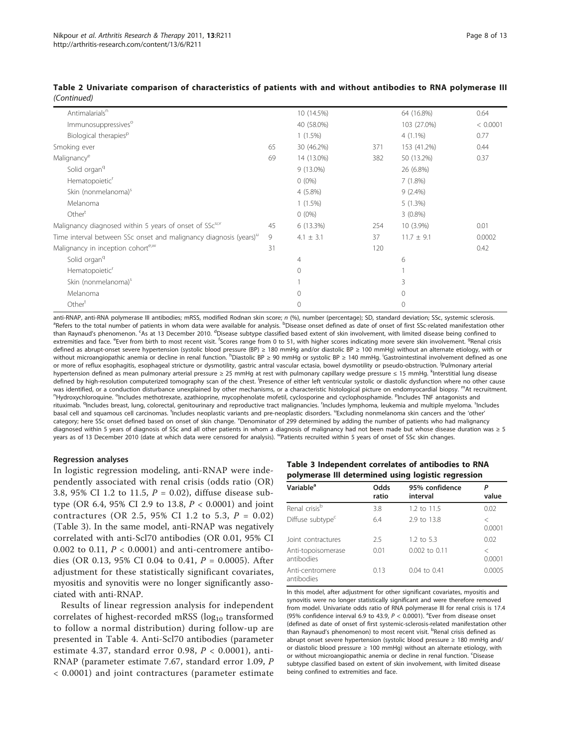**Table 2 Univariate comparison of characteristics of patients with and without antibodies to RNA polymerase III** *(Continued)*

| | | | | | |
|---|---|---|---|---|---|
| Antimalarials[n] | | 10 (14.5%) | | 64 (16.8%) | 0.64 |
| Immunosuppressives[o] | | 40 (58.0%) | | 103 (27.0%) | < 0.0001 |
| Biological therapies[p] | | 1 (1.5%) | | 4 (1.1%) | 0.77 |
| Smoking ever | 65 | 30 (46.2%) | 371 | 153 (41.2%) | 0.44 |
| Malignancy[e] | 69 | 14 (13.0%) | 382 | 50 (13.2%) | 0.37 |
| Solid organ[q] | | 9 (13.0%) | | 26 (6.8%) | |
| Hematopoietic[r] | | 0 (0%) | | 7 (1.8%) | |
| Skin (nonmelanoma)[s] | | 4 (5.8%) | | 9 (2.4%) | |
| Melanoma | | 1 (1.5%) | | 5 (1.3%) | |
| Other[t] | | 0 (0%) | | 3 (0.8%) | |
| Malignancy diagnosed within 5 years of onset of SSc[u,v] | 45 | 6 (13.3%) | 254 | 10 (3.9%) | 0.01 |
| Time interval between SSc onset and malignancy diagnosis (years)[u] | 9 | 4.1 ± 3.1 | 37 | 11.7 ± 9.1 | 0.0002 |
| Malignancy in inception cohort[e,w] | 31 | | 120 | | 0.42 |
| Solid organ[q] | | 4 | | 6 | |
| Hematopoietic[r] | | 0 | | 1 | |
| Skin (nonmelanoma)[s] | | 1 | | 3 | |
| Melanoma | | 0 | | 0 | |
| Other[t] | | 0 | | 0 | |

anti-RNAP, anti-RNA polymerase III antibodies; mRSS, modified Rodnan skin score; *n* (%), number (percentage); SD, standard deviation; SSc, systemic sclerosis. [a]Refers to the total number of patients in whom data were available for analysis. [b]Disease onset defined as date of onset of first SSc-related manifestation other than Raynaud's phenomenon. [c]As at 13 December 2010. [d]Disease subtype classified based extent of skin involvement, with limited disease being confined to extremities and face. [e]Ever from birth to most recent visit. [f]Scores range from 0 to 51, with higher scores indicating more severe skin involvement. [g]Renal crisis defined as abrupt-onset severe hypertension (systolic blood pressure (BP) ≥ 180 mmHg and/or diastolic BP ≥ 100 mmHg) without an alternate etiology, with or without microangiopathic anemia or decline in renal function. [h]Diastolic BP ≥ 90 mmHg or systolic BP ≥ 140 mmHg. [i]Gastrointestinal involvement defined as one or more of reflux esophagitis, esophageal stricture or dysmotility, gastric antral vascular ectasia, bowel dysmotility or pseudo-obstruction. [j]Pulmonary arterial hypertension defined as mean pulmonary arterial pressure ≥ 25 mmHg at rest with pulmonary capillary wedge pressure ≤ 15 mmHg. [k]Interstitial lung disease defined by high-resolution computerized tomography scan of the chest. [l]Presence of either left ventricular systolic or diastolic dysfunction where no other cause was identified, or a conduction disturbance unexplained by other mechanisms, or a characteristic histological picture on endomyocardial biopsy. [m]At recruitment. [n]Hydroxychloroquine. [o]Includes methotrexate, azathioprine, mycophenolate mofetil, cyclosporine and cyclophosphamide. [p]Includes TNF antagonists and rituximab. [q]Includes breast, lung, colorectal, genitourinary and reproductive tract malignancies. [r]Includes lymphoma, leukemia and multiple myeloma. [s]Includes basal cell and squamous cell carcinomas. [t]Includes neoplastic variants and pre-neoplastic disorders. [u]Excluding nonmelanoma skin cancers and the 'other' category; here SSc onset defined based on onset of skin change. [v]Denominator of 299 determined by adding the number of patients who had malignancy diagnosed within 5 years of diagnosis of SSc and all other patients in whom a diagnosis of malignancy had not been made but whose disease duration was ≥ 5 years as of 13 December 2010 (date at which data were censored for analysis). [w]Patients recruited within 5 years of onset of SSc skin changes.

### Regression analyses

In logistic regression modeling, anti-RNAP were independently associated with renal crisis (odds ratio (OR) 3.8, 95% CI 1.2 to 11.5, $P = 0.02$), diffuse disease subtype (OR 6.4, 95% CI 2.9 to 13.8, $P < 0.0001$) and joint contractures (OR 2.5, 95% CI 1.2 to 5.3, $P = 0.02$) (Table 3). In the same model, anti-RNAP was negatively correlated with anti-Scl70 antibodies (OR 0.01, 95% CI 0.002 to 0.11, $P < 0.0001$) and anti-centromere antibodies (OR 0.13, 95% CI 0.04 to 0.41, $P = 0.0005$). After adjustment for these statistically significant covariates, myositis and synovitis were no longer significantly associated with anti-RNAP.

Results of linear regression analysis for independent correlates of highest-recorded mRSS ($\log_{10}$ transformed to follow a normal distribution) during follow-up are presented in Table 4. Anti-Scl70 antibodies (parameter estimate 4.37, standard error 0.98, $P < 0.0001$), anti-RNAP (parameter estimate 7.67, standard error 1.09, $P < 0.0001$) and joint contractures (parameter estimate

**Table 3 Independent correlates of antibodies to RNA polymerase III determined using logistic regression**

| Variable[a] | Odds ratio | 95% confidence interval | *P* value |
|---|---|---|---|
| Renal crisis[b] | 3.8 | 1.2 to 11.5 | 0.02 |
| Diffuse subtype[c] | 6.4 | 2.9 to 13.8 | < 0.0001 |
| Joint contractures | 2.5 | 1.2 to 5.3 | 0.02 |
| Anti-topoisomerase antibodies | 0.01 | 0.002 to 0.11 | < 0.0001 |
| Anti-centromere antibodies | 0.13 | 0.04 to 0.41 | 0.0005 |

In this model, after adjustment for other significant covariates, myositis and synovitis were no longer statistically significant and were therefore removed from model. Univariate odds ratio of RNA polymerase III for renal crisis is 17.4 (95% confidence interval 6.9 to 43.9, $P < 0.0001$). [a]Ever from disease onset (defined as date of onset of first systemic-sclerosis-related manifestation other than Raynaud's phenomenon) to most recent visit. [b]Renal crisis defined as abrupt onset severe hypertension (systolic blood pressure ≥ 180 mmHg and/or diastolic blood pressure ≥ 100 mmHg) without an alternate etiology, with or without microangiopathic anemia or decline in renal function. [c]Disease subtype classified based on extent of skin involvement, with limited disease being confined to extremities and face.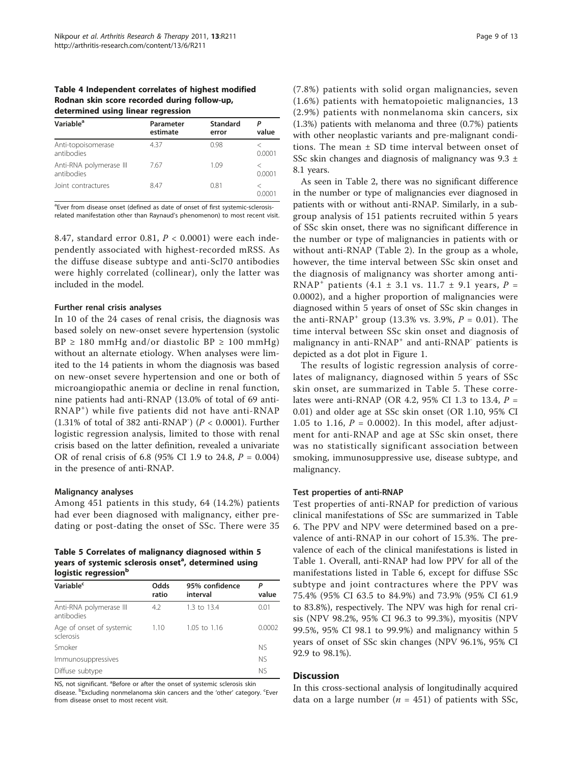**Table 4 Independent correlates of highest modified Rodnan skin score recorded during follow-up, determined using linear regression**

| Variable[a] | Parameter estimate | Standard error | P value |
|---|---|---|---|
| Anti-topoisomerase antibodies | 4.37 | 0.98 | < 0.0001 |
| Anti-RNA polymerase III antibodies | 7.67 | 1.09 | < 0.0001 |
| Joint contractures | 8.47 | 0.81 | < 0.0001 |

[a]Ever from disease onset (defined as date of onset of first systemic-sclerosis-related manifestation other than Raynaud's phenomenon) to most recent visit.

8.47, standard error 0.81, $P < 0.0001$) were each independently associated with highest-recorded mRSS. As the diffuse disease subtype and anti-Scl70 antibodies were highly correlated (collinear), only the latter was included in the model.

#### Further renal crisis analyses

In 10 of the 24 cases of renal crisis, the diagnosis was based solely on new-onset severe hypertension (systolic BP ≥ 180 mmHg and/or diastolic BP ≥ 100 mmHg) without an alternate etiology. When analyses were limited to the 14 patients in whom the diagnosis was based on new-onset severe hypertension and one or both of microangiopathic anemia or decline in renal function, nine patients had anti-RNAP (13.0% of total of 69 anti-RNAP$^+$) while five patients did not have anti-RNAP (1.31% of total of 382 anti-RNAP$^-$) ($P < 0.0001$). Further logistic regression analysis, limited to those with renal crisis based on the latter definition, revealed a univariate OR of renal crisis of 6.8 (95% CI 1.9 to 24.8, $P = 0.004$) in the presence of anti-RNAP.

#### Malignancy analyses

Among 451 patients in this study, 64 (14.2%) patients had ever been diagnosed with malignancy, either predating or post-dating the onset of SSc. There were 35 (7.8%) patients with solid organ malignancies, seven (1.6%) patients with hematopoietic malignancies, 13 (2.9%) patients with nonmelanoma skin cancers, six (1.3%) patients with melanoma and three (0.7%) patients with other neoplastic variants and pre-malignant conditions. The mean ± SD time interval between onset of SSc skin changes and diagnosis of malignancy was 9.3 ± 8.1 years.

As seen in Table 2, there was no significant difference in the number or type of malignancies ever diagnosed in patients with or without anti-RNAP. Similarly, in a subgroup analysis of 151 patients recruited within 5 years of SSc skin onset, there was no significant difference in the number or type of malignancies in patients with or without anti-RNAP (Table 2). In the group as a whole, however, the time interval between SSc skin onset and the diagnosis of malignancy was shorter among anti-RNAP$^+$ patients (4.1 ± 3.1 vs. 11.7 ± 9.1 years, $P = 0.0002$), and a higher proportion of malignancies were diagnosed within 5 years of onset of SSc skin changes in the anti-RNAP$^+$ group (13.3% vs. 3.9%, $P = 0.01$). The time interval between SSc skin onset and diagnosis of malignancy in anti-RNAP$^+$ and anti-RNAP$^-$ patients is depicted as a dot plot in Figure 1.

The results of logistic regression analysis of correlates of malignancy, diagnosed within 5 years of SSc skin onset, are summarized in Table 5. These correlates were anti-RNAP (OR 4.2, 95% CI 1.3 to 13.4, $P = 0.01$) and older age at SSc skin onset (OR 1.10, 95% CI 1.05 to 1.16, $P = 0.0002$). In this model, after adjustment for anti-RNAP and age at SSc skin onset, there was no statistically significant association between smoking, immunosuppressive use, disease subtype, and malignancy.

**Table 5 Correlates of malignancy diagnosed within 5 years of systemic sclerosis onset[a], determined using logistic regression[b]**

| Variable[c] | Odds ratio | 95% confidence interval | P value |
|---|---|---|---|
| Anti-RNA polymerase III antibodies | 4.2 | 1.3 to 13.4 | 0.01 |
| Age of onset of systemic sclerosis | 1.10 | 1.05 to 1.16 | 0.0002 |
| Smoker | | | NS |
| Immunosuppressives | | | NS |
| Diffuse subtype | | | NS |

NS, not significant. [a]Before or after the onset of systemic sclerosis skin disease. [b]Excluding nonmelanoma skin cancers and the 'other' category. [c]Ever from disease onset to most recent visit.

#### Test properties of anti-RNAP

Test properties of anti-RNAP for prediction of various clinical manifestations of SSc are summarized in Table 6. The PPV and NPV were determined based on a prevalence of anti-RNAP in our cohort of 15.3%. The prevalence of each of the clinical manifestations is listed in Table 1. Overall, anti-RNAP had low PPV for all of the manifestations listed in Table 6, except for diffuse SSc subtype and joint contractures where the PPV was 75.4% (95% CI 63.5 to 84.9%) and 73.9% (95% CI 61.9 to 83.8%), respectively. The NPV was high for renal crisis (NPV 98.2%, 95% CI 96.3 to 99.3%), myositis (NPV 99.5%, 95% CI 98.1 to 99.9%) and malignancy within 5 years of onset of SSc skin changes (NPV 96.1%, 95% CI 92.9 to 98.1%).

## Discussion

In this cross-sectional analysis of longitudinally acquired data on a large number ($n = 451$) of patients with SSc,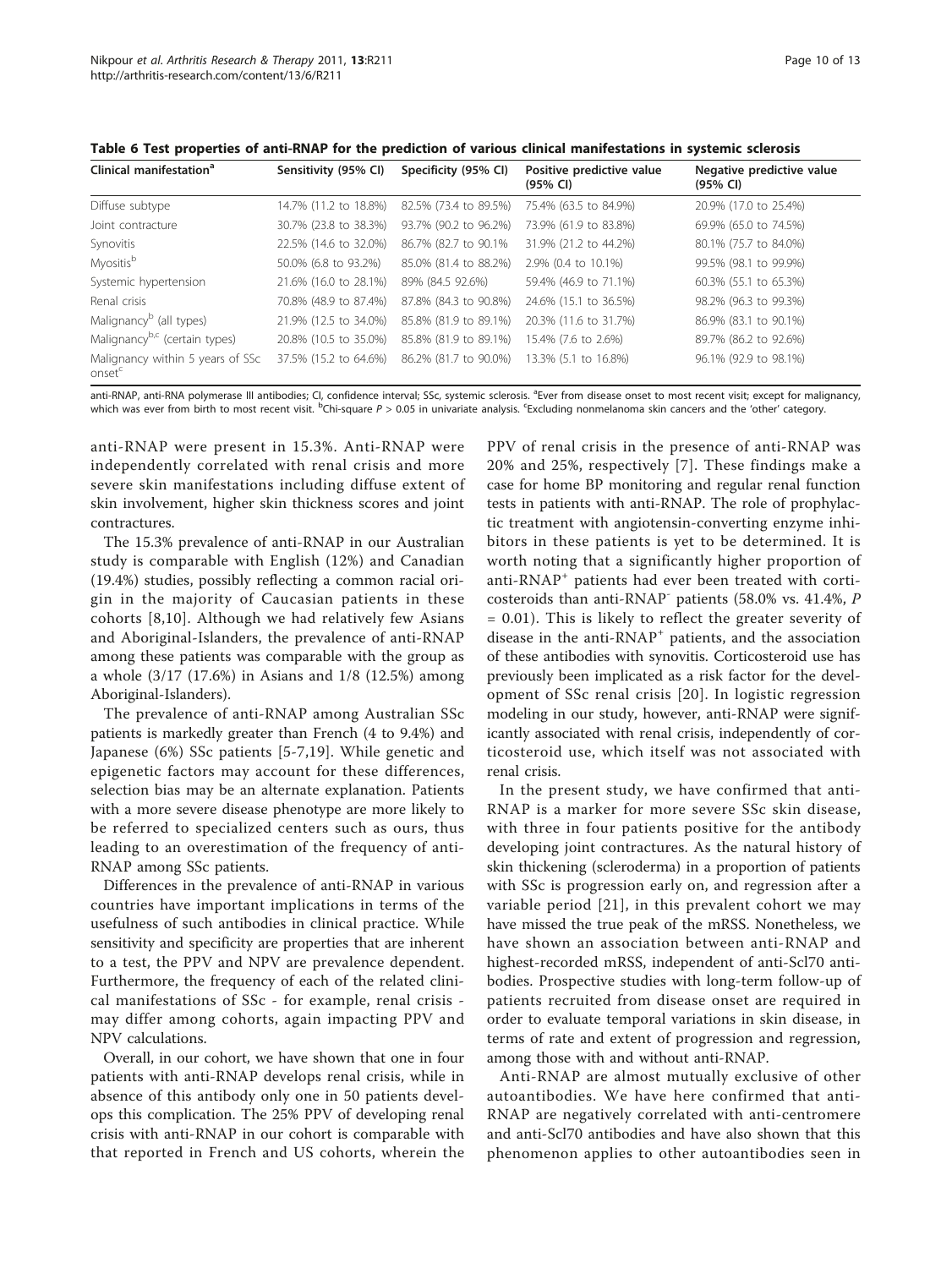**Table 6 Test properties of anti-RNAP for the prediction of various clinical manifestations in systemic sclerosis**

| Clinical manifestation[a] | Sensitivity (95% CI) | Specificity (95% CI) | Positive predictive value (95% CI) | Negative predictive value (95% CI) |
|---|---|---|---|---|
| Diffuse subtype | 14.7% (11.2 to 18.8%) | 82.5% (73.4 to 89.5%) | 75.4% (63.5 to 84.9%) | 20.9% (17.0 to 25.4%) |
| Joint contracture | 30.7% (23.8 to 38.3%) | 93.7% (90.2 to 96.2%) | 73.9% (61.9 to 83.8%) | 69.9% (65.0 to 74.5%) |
| Synovitis | 22.5% (14.6 to 32.0%) | 86.7% (82.7 to 90.1% | 31.9% (21.2 to 44.2%) | 80.1% (75.7 to 84.0%) |
| Myositis[b] | 50.0% (6.8 to 93.2%) | 85.0% (81.4 to 88.2%) | 2.9% (0.4 to 10.1%) | 99.5% (98.1 to 99.9%) |
| Systemic hypertension | 21.6% (16.0 to 28.1%) | 89% (84.5 92.6%) | 59.4% (46.9 to 71.1%) | 60.3% (55.1 to 65.3%) |
| Renal crisis | 70.8% (48.9 to 87.4%) | 87.8% (84.3 to 90.8%) | 24.6% (15.1 to 36.5%) | 98.2% (96.3 to 99.3%) |
| Malignancy[b] (all types) | 21.9% (12.5 to 34.0%) | 85.8% (81.9 to 89.1%) | 20.3% (11.6 to 31.7%) | 86.9% (83.1 to 90.1%) |
| Malignancy[b,c] (certain types) | 20.8% (10.5 to 35.0%) | 85.8% (81.9 to 89.1%) | 15.4% (7.6 to 2.6%) | 89.7% (86.2 to 92.6%) |
| Malignancy within 5 years of SSc onset[c] | 37.5% (15.2 to 64.6%) | 86.2% (81.7 to 90.0%) | 13.3% (5.1 to 16.8%) | 96.1% (92.9 to 98.1%) |

anti-RNAP, anti-RNA polymerase III antibodies; CI, confidence interval; SSc, systemic sclerosis. [a]Ever from disease onset to most recent visit; except for malignancy, which was ever from birth to most recent visit. [b]Chi-square $P > 0.05$ in univariate analysis. [c]Excluding nonmelanoma skin cancers and the 'other' category.

anti-RNAP were present in 15.3%. Anti-RNAP were independently correlated with renal crisis and more severe skin manifestations including diffuse extent of skin involvement, higher skin thickness scores and joint contractures.

The 15.3% prevalence of anti-RNAP in our Australian study is comparable with English (12%) and Canadian (19.4%) studies, possibly reflecting a common racial origin in the majority of Caucasian patients in these cohorts [8,10]. Although we had relatively few Asians and Aboriginal-Islanders, the prevalence of anti-RNAP among these patients was comparable with the group as a whole (3/17 (17.6%) in Asians and 1/8 (12.5%) among Aboriginal-Islanders).

The prevalence of anti-RNAP among Australian SSc patients is markedly greater than French (4 to 9.4%) and Japanese (6%) SSc patients [5-7,19]. While genetic and epigenetic factors may account for these differences, selection bias may be an alternate explanation. Patients with a more severe disease phenotype are more likely to be referred to specialized centers such as ours, thus leading to an overestimation of the frequency of anti-RNAP among SSc patients.

Differences in the prevalence of anti-RNAP in various countries have important implications in terms of the usefulness of such antibodies in clinical practice. While sensitivity and specificity are properties that are inherent to a test, the PPV and NPV are prevalence dependent. Furthermore, the frequency of each of the related clinical manifestations of SSc - for example, renal crisis - may differ among cohorts, again impacting PPV and NPV calculations.

Overall, in our cohort, we have shown that one in four patients with anti-RNAP develops renal crisis, while in absence of this antibody only one in 50 patients develops this complication. The 25% PPV of developing renal crisis with anti-RNAP in our cohort is comparable with that reported in French and US cohorts, wherein the PPV of renal crisis in the presence of anti-RNAP was 20% and 25%, respectively [7]. These findings make a case for home BP monitoring and regular renal function tests in patients with anti-RNAP. The role of prophylactic treatment with angiotensin-converting enzyme inhibitors in these patients is yet to be determined. It is worth noting that a significantly higher proportion of anti-RNAP$^+$ patients had ever been treated with corticosteroids than anti-RNAP$^-$ patients (58.0% vs. 41.4%, $P = 0.01$). This is likely to reflect the greater severity of disease in the anti-RNAP$^+$ patients, and the association of these antibodies with synovitis. Corticosteroid use has previously been implicated as a risk factor for the development of SSc renal crisis [20]. In logistic regression modeling in our study, however, anti-RNAP were significantly associated with renal crisis, independently of corticosteroid use, which itself was not associated with renal crisis.

In the present study, we have confirmed that anti-RNAP is a marker for more severe SSc skin disease, with three in four patients positive for the antibody developing joint contractures. As the natural history of skin thickening (scleroderma) in a proportion of patients with SSc is progression early on, and regression after a variable period [21], in this prevalent cohort we may have missed the true peak of the mRSS. Nonetheless, we have shown an association between anti-RNAP and highest-recorded mRSS, independent of anti-Scl70 antibodies. Prospective studies with long-term follow-up of patients recruited from disease onset are required in order to evaluate temporal variations in skin disease, in terms of rate and extent of progression and regression, among those with and without anti-RNAP.

Anti-RNAP are almost mutually exclusive of other autoantibodies. We have here confirmed that anti-RNAP are negatively correlated with anti-centromere and anti-Scl70 antibodies and have also shown that this phenomenon applies to other autoantibodies seen in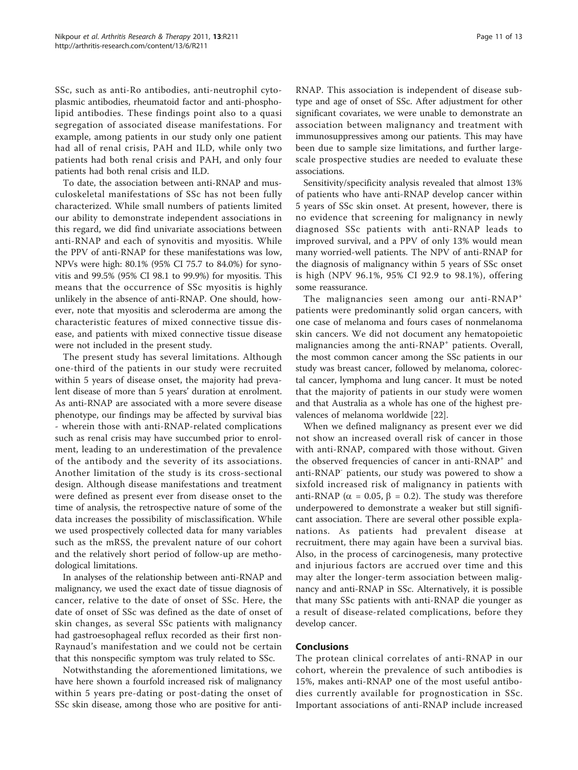SSc, such as anti-Ro antibodies, anti-neutrophil cytoplasmic antibodies, rheumatoid factor and anti-phospholipid antibodies. These findings point also to a quasi segregation of associated disease manifestations. For example, among patients in our study only one patient had all of renal crisis, PAH and ILD, while only two patients had both renal crisis and PAH, and only four patients had both renal crisis and ILD.

To date, the association between anti-RNAP and musculoskeletal manifestations of SSc has not been fully characterized. While small numbers of patients limited our ability to demonstrate independent associations in this regard, we did find univariate associations between anti-RNAP and each of synovitis and myositis. While the PPV of anti-RNAP for these manifestations was low, NPVs were high: 80.1% (95% CI 75.7 to 84.0%) for synovitis and 99.5% (95% CI 98.1 to 99.9%) for myositis. This means that the occurrence of SSc myositis is highly unlikely in the absence of anti-RNAP. One should, however, note that myositis and scleroderma are among the characteristic features of mixed connective tissue disease, and patients with mixed connective tissue disease were not included in the present study.

The present study has several limitations. Although one-third of the patients in our study were recruited within 5 years of disease onset, the majority had prevalent disease of more than 5 years' duration at enrolment. As anti-RNAP are associated with a more severe disease phenotype, our findings may be affected by survival bias - wherein those with anti-RNAP-related complications such as renal crisis may have succumbed prior to enrolment, leading to an underestimation of the prevalence of the antibody and the severity of its associations. Another limitation of the study is its cross-sectional design. Although disease manifestations and treatment were defined as present ever from disease onset to the time of analysis, the retrospective nature of some of the data increases the possibility of misclassification. While we used prospectively collected data for many variables such as the mRSS, the prevalent nature of our cohort and the relatively short period of follow-up are methodological limitations.

In analyses of the relationship between anti-RNAP and malignancy, we used the exact date of tissue diagnosis of cancer, relative to the date of onset of SSc. Here, the date of onset of SSc was defined as the date of onset of skin changes, as several SSc patients with malignancy had gastroesophageal reflux recorded as their first non-Raynaud's manifestation and we could not be certain that this nonspecific symptom was truly related to SSc.

Notwithstanding the aforementioned limitations, we have here shown a fourfold increased risk of malignancy within 5 years pre-dating or post-dating the onset of SSc skin disease, among those who are positive for anti-RNAP. This association is independent of disease subtype and age of onset of SSc. After adjustment for other significant covariates, we were unable to demonstrate an association between malignancy and treatment with immunosuppressives among our patients. This may have been due to sample size limitations, and further large-scale prospective studies are needed to evaluate these associations.

Sensitivity/specificity analysis revealed that almost 13% of patients who have anti-RNAP develop cancer within 5 years of SSc skin onset. At present, however, there is no evidence that screening for malignancy in newly diagnosed SSc patients with anti-RNAP leads to improved survival, and a PPV of only 13% would mean many worried-well patients. The NPV of anti-RNAP for the diagnosis of malignancy within 5 years of SSc onset is high (NPV 96.1%, 95% CI 92.9 to 98.1%), offering some reassurance.

The malignancies seen among our anti-RNAP$^+$ patients were predominantly solid organ cancers, with one case of melanoma and fours cases of nonmelanoma skin cancers. We did not document any hematopoietic malignancies among the anti-RNAP$^+$ patients. Overall, the most common cancer among the SSc patients in our study was breast cancer, followed by melanoma, colorectal cancer, lymphoma and lung cancer. It must be noted that the majority of patients in our study were women and that Australia as a whole has one of the highest prevalences of melanoma worldwide [22].

When we defined malignancy as present ever we did not show an increased overall risk of cancer in those with anti-RNAP, compared with those without. Given the observed frequencies of cancer in anti-RNAP$^+$ and anti-RNAP$^-$ patients, our study was powered to show a sixfold increased risk of malignancy in patients with anti-RNAP ($\alpha = 0.05$, $\beta = 0.2$). The study was therefore underpowered to demonstrate a weaker but still significant association. There are several other possible explanations. As patients had prevalent disease at recruitment, there may again have been a survival bias. Also, in the process of carcinogenesis, many protective and injurious factors are accrued over time and this may alter the longer-term association between malignancy and anti-RNAP in SSc. Alternatively, it is possible that many SSc patients with anti-RNAP die younger as a result of disease-related complications, before they develop cancer.

## Conclusions

The protean clinical correlates of anti-RNAP in our cohort, wherein the prevalence of such antibodies is 15%, makes anti-RNAP one of the most useful antibodies currently available for prognostication in SSc. Important associations of anti-RNAP include increased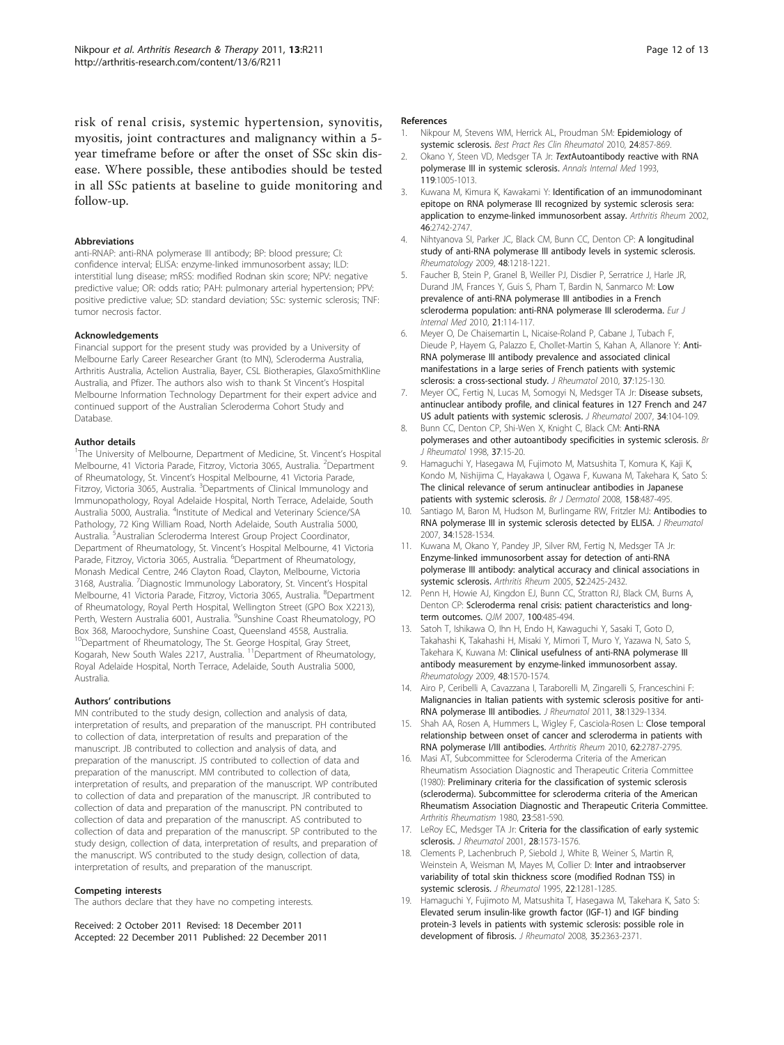risk of renal crisis, systemic hypertension, synovitis, myositis, joint contractures and malignancy within a 5-year timeframe before or after the onset of SSc skin disease. Where possible, these antibodies should be tested in all SSc patients at baseline to guide monitoring and follow-up.

#### Abbreviations

anti-RNAP: anti-RNA polymerase III antibody; BP: blood pressure; CI: confidence interval; ELISA: enzyme-linked immunosorbent assay; ILD: interstitial lung disease; mRSS: modified Rodnan skin score; NPV: negative predictive value; OR: odds ratio; PAH: pulmonary arterial hypertension; PPV: positive predictive value; SD: standard deviation; SSc: systemic sclerosis; TNF: tumor necrosis factor.

#### Acknowledgements

Financial support for the present study was provided by a University of Melbourne Early Career Researcher Grant (to MN), Scleroderma Australia, Arthritis Australia, Actelion Australia, Bayer, CSL Biotherapies, GlaxoSmithKline Australia, and Pfizer. The authors also wish to thank St Vincent's Hospital Melbourne Information Technology Department for their expert advice and continued support of the Australian Scleroderma Cohort Study and Database.

#### Author details

[1]The University of Melbourne, Department of Medicine, St. Vincent's Hospital Melbourne, 41 Victoria Parade, Fitzroy, Victoria 3065, Australia. [2]Department of Rheumatology, St. Vincent's Hospital Melbourne, 41 Victoria Parade, Fitzroy, Victoria 3065, Australia. [3]Departments of Clinical Immunology and Immunopathology, Royal Adelaide Hospital, North Terrace, Adelaide, South Australia 5000, Australia. [4]Institute of Medical and Veterinary Science/SA Pathology, 72 King William Road, North Adelaide, South Australia 5000, Australia. [5]Australian Scleroderma Interest Group Project Coordinator, Department of Rheumatology, St. Vincent's Hospital Melbourne, 41 Victoria Parade, Fitzroy, Victoria 3065, Australia. [6]Department of Rheumatology, Monash Medical Centre, 246 Clayton Road, Clayton, Melbourne, Victoria 3168, Australia. [7]Diagnostic Immunology Laboratory, St. Vincent's Hospital Melbourne, 41 Victoria Parade, Fitzroy, Victoria 3065, Australia. [8]Department of Rheumatology, Royal Perth Hospital, Wellington Street (GPO Box X2213), Perth, Western Australia 6001, Australia. [9]Sunshine Coast Rheumatology, PO Box 368, Maroochydore, Sunshine Coast, Queensland 4558, Australia. [10]Department of Rheumatology, The St. George Hospital, Gray Street, Kogarah, New South Wales 2217, Australia. [11]Department of Rheumatology, Royal Adelaide Hospital, North Terrace, Adelaide, South Australia 5000, Australia.

#### Authors' contributions

MN contributed to the study design, collection and analysis of data, interpretation of results, and preparation of the manuscript. PH contributed to collection of data, interpretation of results and preparation of the manuscript. JB contributed to collection and analysis of data, and preparation of the manuscript. JS contributed to collection of data and preparation of the manuscript. MM contributed to collection of data, interpretation of results, and preparation of the manuscript. WP contributed to collection of data and preparation of the manuscript. JR contributed to collection of data and preparation of the manuscript. PN contributed to collection of data and preparation of the manuscript. AS contributed to collection of data and preparation of the manuscript. SP contributed to the study design, collection of data, interpretation of results, and preparation of the manuscript. WS contributed to the study design, collection of data, interpretation of results, and preparation of the manuscript.

#### Competing interests

The authors declare that they have no competing interests.

Received: 2 October 2011 Revised: 18 December 2011
Accepted: 22 December 2011 Published: 22 December 2011

#### References

1. Nikpour M, Stevens WM, Herrick AL, Proudman SM: **Epidemiology of systemic sclerosis.** *Best Pract Res Clin Rheumatol* 2010, **24**:857-869.
2. Okano Y, Steen VD, Medsger TA Jr: ***Text*Autoantibody reactive with RNA polymerase III in systemic sclerosis.** *Annals Internal Med* 1993, **119**:1005-1013.
3. Kuwana M, Kimura K, Kawakami Y: **Identification of an immunodominant epitope on RNA polymerase III recognized by systemic sclerosis sera: application to enzyme-linked immunosorbent assay.** *Arthritis Rheum* 2002, **46**:2742-2747.
4. Nihtyanova SI, Parker JC, Black CM, Bunn CC, Denton CP: **A longitudinal study of anti-RNA polymerase III antibody levels in systemic sclerosis.** *Rheumatology* 2009, **48**:1218-1221.
5. Faucher B, Stein P, Granel B, Weiller PJ, Disdier P, Serratrice J, Harle JR, Durand JM, Frances Y, Guis S, Pham T, Bardin N, Sanmarco M: **Low prevalence of anti-RNA polymerase III antibodies in a French scleroderma population: anti-RNA polymerase III scleroderma.** *Eur J Internal Med* 2010, **21**:114-117.
6. Meyer O, De Chaisemartin L, Nicaise-Roland P, Cabane J, Tubach F, Dieude P, Hayem G, Palazzo E, Chollet-Martin S, Kahan A, Allanore Y: **Anti-RNA polymerase III antibody prevalence and associated clinical manifestations in a large series of French patients with systemic sclerosis: a cross-sectional study.** *J Rheumatol* 2010, **37**:125-130.
7. Meyer OC, Fertig N, Lucas M, Somogyi N, Medsger TA Jr: **Disease subsets, antinuclear antibody profile, and clinical features in 127 French and 247 US adult patients with systemic sclerosis.** *J Rheumatol* 2007, **34**:104-109.
8. Bunn CC, Denton CP, Shi-Wen X, Knight C, Black CM: **Anti-RNA polymerases and other autoantibody specificities in systemic sclerosis.** *Br J Rheumatol* 1998, **37**:15-20.
9. Hamaguchi Y, Hasegawa M, Fujimoto M, Matsushita T, Komura K, Kaji K, Kondo M, Nishijima C, Hayakawa I, Ogawa F, Kuwana M, Takehara K, Sato S: **The clinical relevance of serum antinuclear antibodies in Japanese patients with systemic sclerosis.** *Br J Dermatol* 2008, **158**:487-495.
10. Santiago M, Baron M, Hudson M, Burlingame RW, Fritzler MJ: **Antibodies to RNA polymerase III in systemic sclerosis detected by ELISA.** *J Rheumatol* 2007, **34**:1528-1534.
11. Kuwana M, Okano Y, Pandey JP, Silver RM, Fertig N, Medsger TA Jr: **Enzyme-linked immunosorbent assay for detection of anti-RNA polymerase III antibody: analytical accuracy and clinical associations in systemic sclerosis.** *Arthritis Rheum* 2005, **52**:2425-2432.
12. Penn H, Howie AJ, Kingdon EJ, Bunn CC, Stratton RJ, Black CM, Burns A, Denton CP: **Scleroderma renal crisis: patient characteristics and long-term outcomes.** *QJM* 2007, **100**:485-494.
13. Satoh T, Ishikawa O, Ihn H, Endo H, Kawaguchi Y, Sasaki T, Goto D, Takahashi K, Takahashi H, Misaki Y, Mimori T, Muro Y, Yazawa N, Sato S, Takehara K, Kuwana M: **Clinical usefulness of anti-RNA polymerase III antibody measurement by enzyme-linked immunosorbent assay.** *Rheumatology* 2009, **48**:1570-1574.
14. Airo P, Ceribelli A, Cavazzana I, Taraborelli M, Zingarelli S, Franceschini F: **Malignancies in Italian patients with systemic sclerosis positive for anti-RNA polymerase III antibodies.** *J Rheumatol* 2011, **38**:1329-1334.
15. Shah AA, Rosen A, Hummers L, Wigley F, Casciola-Rosen L: **Close temporal relationship between onset of cancer and scleroderma in patients with RNA polymerase I/III antibodies.** *Arthritis Rheum* 2010, **62**:2787-2795.
16. Masi AT, Subcommittee for Scleroderma Criteria of the American Rheumatism Association Diagnostic and Therapeutic Criteria Committee (1980): **Preliminary criteria for the classification of systemic sclerosis (scleroderma). Subcommittee for scleroderma criteria of the American Rheumatism Association Diagnostic and Therapeutic Criteria Committee.** *Arthritis Rheumatism* 1980, **23**:581-590.
17. LeRoy EC, Medsger TA Jr: **Criteria for the classification of early systemic sclerosis.** *J Rheumatol* 2001, **28**:1573-1576.
18. Clements P, Lachenbruch P, Siebold J, White B, Weiner S, Martin R, Weinstein A, Weisman M, Mayes M, Collier D: **Inter and intraobserver variability of total skin thickness score (modified Rodnan TSS) in systemic sclerosis.** *J Rheumatol* 1995, **22**:1281-1285.
19. Hamaguchi Y, Fujimoto M, Matsushita T, Hasegawa M, Takehara K, Sato S: **Elevated serum insulin-like growth factor (IGF-1) and IGF binding protein-3 levels in patients with systemic sclerosis: possible role in development of fibrosis.** *J Rheumatol* 2008, **35**:2363-2371.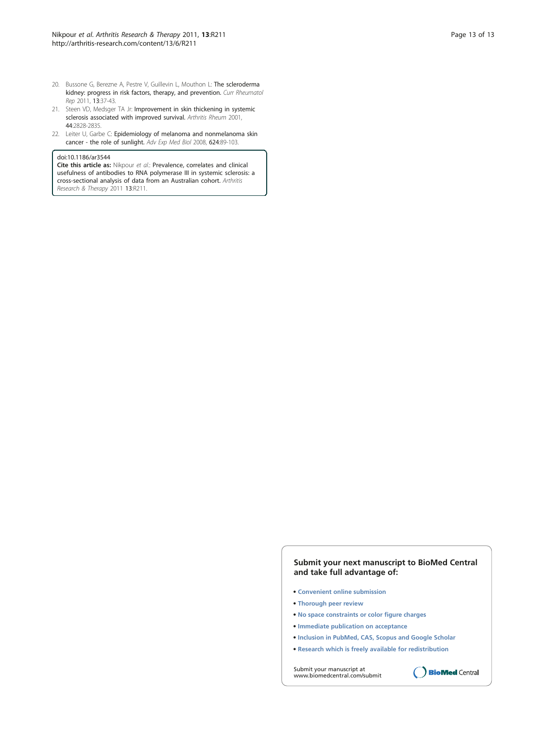20. Bussone G, Berezne A, Pestre V, Guillevin L, Mouthon L: **The scleroderma kidney: progress in risk factors, therapy, and prevention.** *Curr Rheumatol Rep* 2011, **13**:37-43.
21. Steen VD, Medsger TA Jr: **Improvement in skin thickening in systemic sclerosis associated with improved survival.** *Arthritis Rheum* 2001, **44**:2828-2835.
22. Leiter U, Garbe C: **Epidemiology of melanoma and nonmelanoma skin cancer - the role of sunlight.** *Adv Exp Med Biol* 2008, **624**:89-103.

doi:10.1186/ar3544
**Cite this article as:** Nikpour *et al.*: Prevalence, correlates and clinical usefulness of antibodies to RNA polymerase III in systemic sclerosis: a cross-sectional analysis of data from an Australian cohort. *Arthritis Research & Therapy* 2011 **13**:R211.

**Submit your next manuscript to BioMed Central and take full advantage of:**

- **Convenient online submission**
- **Thorough peer review**
- **No space constraints or color figure charges**
- **Immediate publication on acceptance**
- **Inclusion in PubMed, CAS, Scopus and Google Scholar**
- **Research which is freely available for redistribution**

Submit your manuscript at
www.biomedcentral.com/submit

BioMed Central